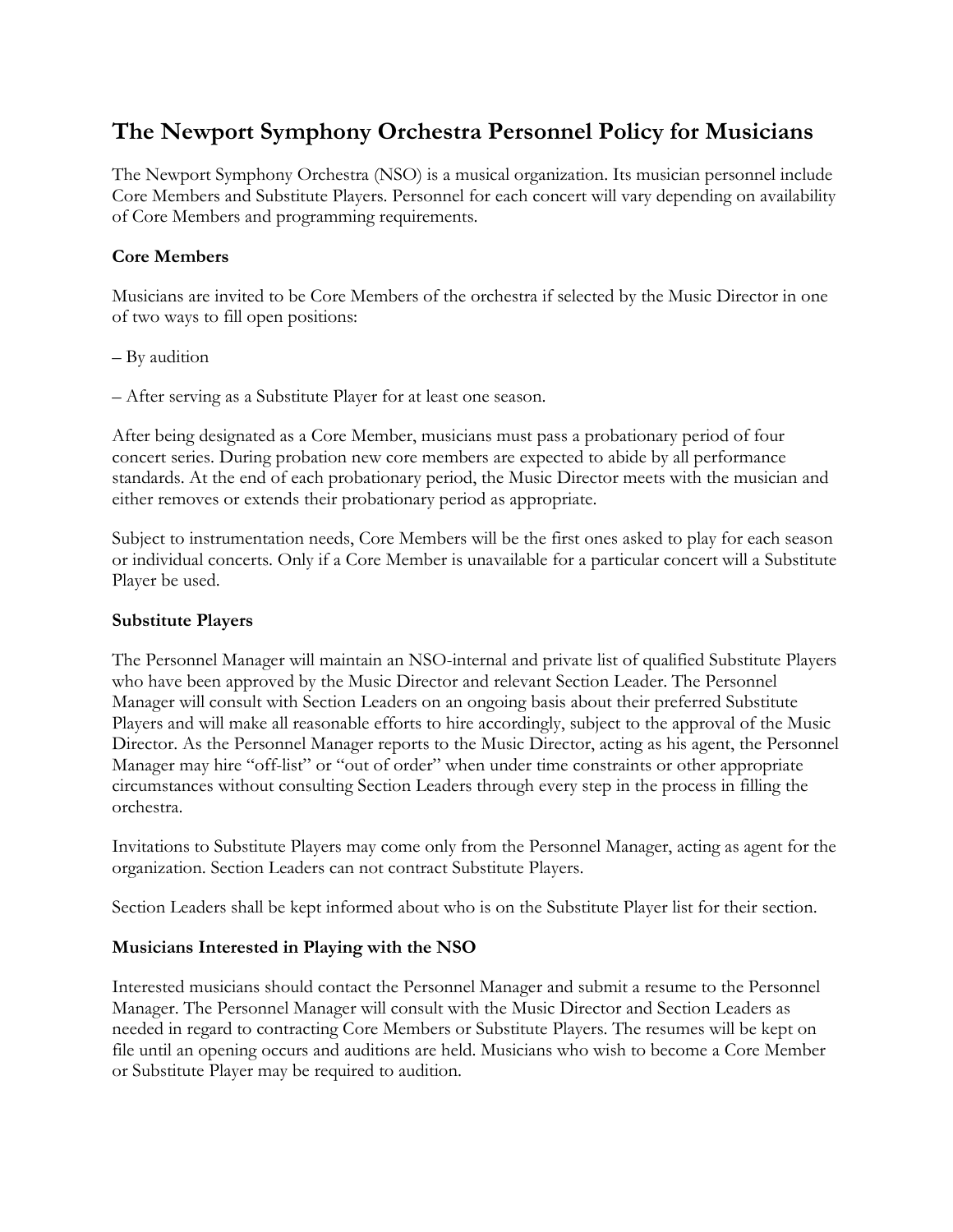# The Newport Symphony Orchestra Personnel Policy for Musicians

The Newport Symphony Orchestra (NSO) is a musical organization. Its musician personnel include Core Members and Substitute Players. Personnel for each concert will vary depending on availability of Core Members and programming requirements.

### Core Members

Musicians are invited to be Core Members of the orchestra if selected by the Music Director in one of two ways to fill open positions:

– By audition

– After serving as a Substitute Player for at least one season.

After being designated as a Core Member, musicians must pass a probationary period of four concert series. During probation new core members are expected to abide by all performance standards. At the end of each probationary period, the Music Director meets with the musician and either removes or extends their probationary period as appropriate.

Subject to instrumentation needs, Core Members will be the first ones asked to play for each season or individual concerts. Only if a Core Member is unavailable for a particular concert will a Substitute Player be used.

### Substitute Players

The Personnel Manager will maintain an NSO-internal and private list of qualified Substitute Players who have been approved by the Music Director and relevant Section Leader. The Personnel Manager will consult with Section Leaders on an ongoing basis about their preferred Substitute Players and will make all reasonable efforts to hire accordingly, subject to the approval of the Music Director. As the Personnel Manager reports to the Music Director, acting as his agent, the Personnel Manager may hire "off-list" or "out of order" when under time constraints or other appropriate circumstances without consulting Section Leaders through every step in the process in filling the orchestra.

Invitations to Substitute Players may come only from the Personnel Manager, acting as agent for the organization. Section Leaders can not contract Substitute Players.

Section Leaders shall be kept informed about who is on the Substitute Player list for their section.

### Musicians Interested in Playing with the NSO

Interested musicians should contact the Personnel Manager and submit a resume to the Personnel Manager. The Personnel Manager will consult with the Music Director and Section Leaders as needed in regard to contracting Core Members or Substitute Players. The resumes will be kept on file until an opening occurs and auditions are held. Musicians who wish to become a Core Member or Substitute Player may be required to audition.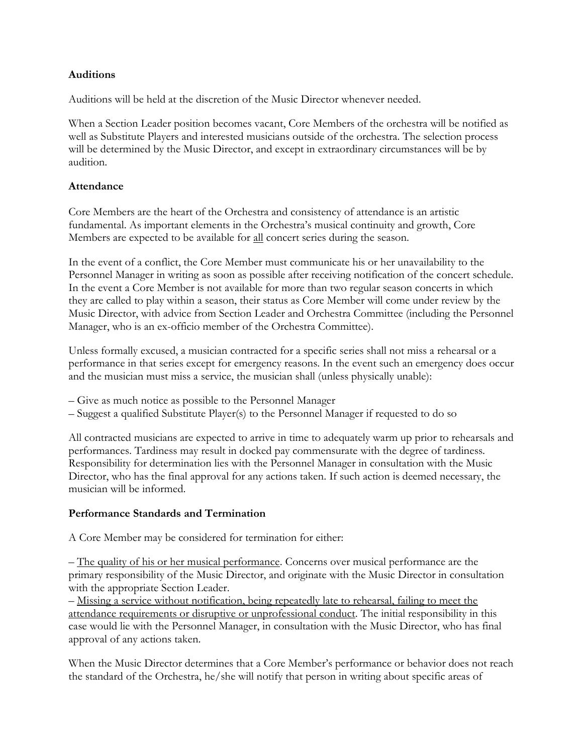**Auditions**

Auditions will be held at the discretion of the Music Director whenever needed.

When a Section Leader position becomes vacant, Core Members of the orchestra will be notified as well as Substitute Players and interested musicians outside of the orchestra. The selection process will be determined by the Music Director, and except in extraordinary circumstances will be by audition.

**Attendance**

Core Members are the heart of the Orchestra and consistency of attendance is an artistic fundamental. As important elements in the Orchestra's musical continuity and growth, Core Members are expected to be available for <u>all</u> concert series during the season.

In the event of a conflict, the Core Member must communicate his or her unavailability to the Personnel Manager in writing as soon as possible after receiving notification of the concert schedule. In the event a Core Member is not available for more than two regular season concerts in which they are called to play within a season, their status as Core Member will come under review by the Music Director, with advice from Section Leader and Orchestra Committee (including the Personnel Manager, who is an ex-officio member of the Orchestra Committee).

Unless formally excused, a musician contracted for a specific series shall not miss a rehearsal or a performance in that series except for emergency reasons. In the event such an emergency does occur and the musician must miss a service, the musician shall (unless physically unable):

– Give as much notice as possible to the Personnel Manager
– Suggest a qualified Substitute Player(s) to the Personnel Manager if requested to do so

All contracted musicians are expected to arrive in time to adequately warm up prior to rehearsals and performances. Tardiness may result in docked pay commensurate with the degree of tardiness. Responsibility for determination lies with the Personnel Manager in consultation with the Music Director, who has the final approval for any actions taken. If such action is deemed necessary, the musician will be informed.

**Performance Standards and Termination**

A Core Member may be considered for termination for either:

– <u>The quality of his or her musical performance</u>. Concerns over musical performance are the primary responsibility of the Music Director, and originate with the Music Director in consultation with the appropriate Section Leader.
– <u>Missing a service without notification, being repeatedly late to rehearsal, failing to meet the attendance requirements or disruptive or unprofessional conduct</u>. The initial responsibility in this case would lie with the Personnel Manager, in consultation with the Music Director, who has final approval of any actions taken.

When the Music Director determines that a Core Member's performance or behavior does not reach the standard of the Orchestra, he/she will notify that person in writing about specific areas of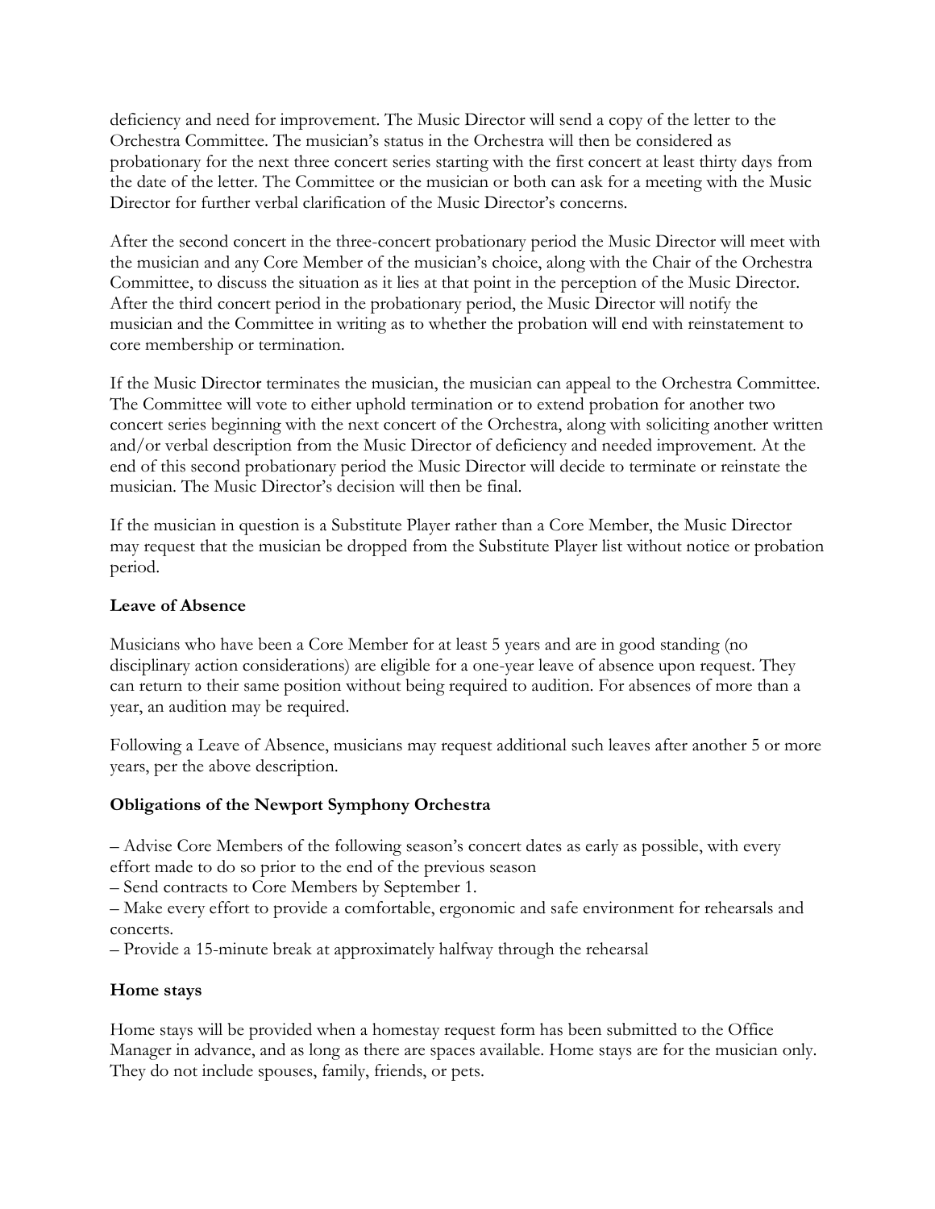deficiency and need for improvement. The Music Director will send a copy of the letter to the Orchestra Committee. The musician's status in the Orchestra will then be considered as probationary for the next three concert series starting with the first concert at least thirty days from the date of the letter. The Committee or the musician or both can ask for a meeting with the Music Director for further verbal clarification of the Music Director's concerns.

After the second concert in the three-concert probationary period the Music Director will meet with the musician and any Core Member of the musician's choice, along with the Chair of the Orchestra Committee, to discuss the situation as it lies at that point in the perception of the Music Director. After the third concert period in the probationary period, the Music Director will notify the musician and the Committee in writing as to whether the probation will end with reinstatement to core membership or termination.

If the Music Director terminates the musician, the musician can appeal to the Orchestra Committee. The Committee will vote to either uphold termination or to extend probation for another two concert series beginning with the next concert of the Orchestra, along with soliciting another written and/or verbal description from the Music Director of deficiency and needed improvement. At the end of this second probationary period the Music Director will decide to terminate or reinstate the musician. The Music Director's decision will then be final.

If the musician in question is a Substitute Player rather than a Core Member, the Music Director may request that the musician be dropped from the Substitute Player list without notice or probation period.

**Leave of Absence**

Musicians who have been a Core Member for at least 5 years and are in good standing (no disciplinary action considerations) are eligible for a one-year leave of absence upon request. They can return to their same position without being required to audition. For absences of more than a year, an audition may be required.

Following a Leave of Absence, musicians may request additional such leaves after another 5 or more years, per the above description.

**Obligations of the Newport Symphony Orchestra**

– Advise Core Members of the following season's concert dates as early as possible, with every effort made to do so prior to the end of the previous season
– Send contracts to Core Members by September 1.
– Make every effort to provide a comfortable, ergonomic and safe environment for rehearsals and concerts.
– Provide a 15-minute break at approximately halfway through the rehearsal

**Home stays**

Home stays will be provided when a homestay request form has been submitted to the Office Manager in advance, and as long as there are spaces available. Home stays are for the musician only. They do not include spouses, family, friends, or pets.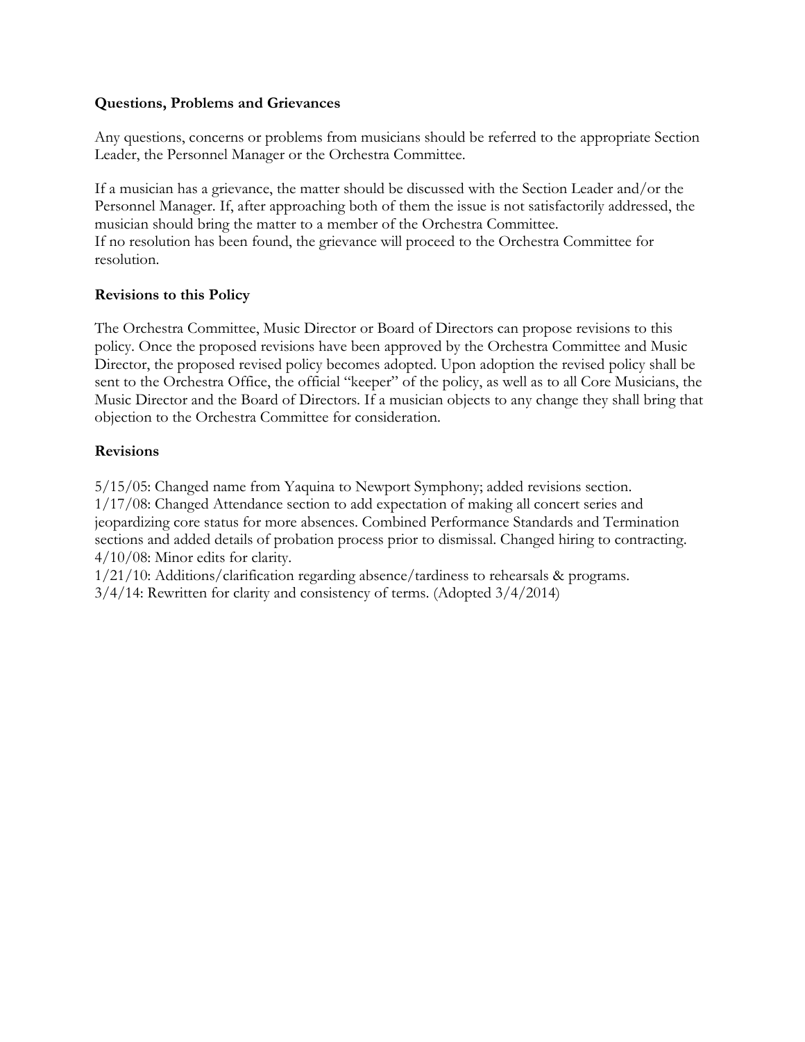**Questions, Problems and Grievances**

Any questions, concerns or problems from musicians should be referred to the appropriate Section Leader, the Personnel Manager or the Orchestra Committee.

If a musician has a grievance, the matter should be discussed with the Section Leader and/or the Personnel Manager. If, after approaching both of them the issue is not satisfactorily addressed, the musician should bring the matter to a member of the Orchestra Committee.
If no resolution has been found, the grievance will proceed to the Orchestra Committee for resolution.

**Revisions to this Policy**

The Orchestra Committee, Music Director or Board of Directors can propose revisions to this policy. Once the proposed revisions have been approved by the Orchestra Committee and Music Director, the proposed revised policy becomes adopted. Upon adoption the revised policy shall be sent to the Orchestra Office, the official "keeper" of the policy, as well as to all Core Musicians, the Music Director and the Board of Directors. If a musician objects to any change they shall bring that objection to the Orchestra Committee for consideration.

**Revisions**

5/15/05: Changed name from Yaquina to Newport Symphony; added revisions section.
1/17/08: Changed Attendance section to add expectation of making all concert series and jeopardizing core status for more absences. Combined Performance Standards and Termination sections and added details of probation process prior to dismissal. Changed hiring to contracting.
4/10/08: Minor edits for clarity.
1/21/10: Additions/clarification regarding absence/tardiness to rehearsals & programs.
3/4/14: Rewritten for clarity and consistency of terms. (Adopted 3/4/2014)